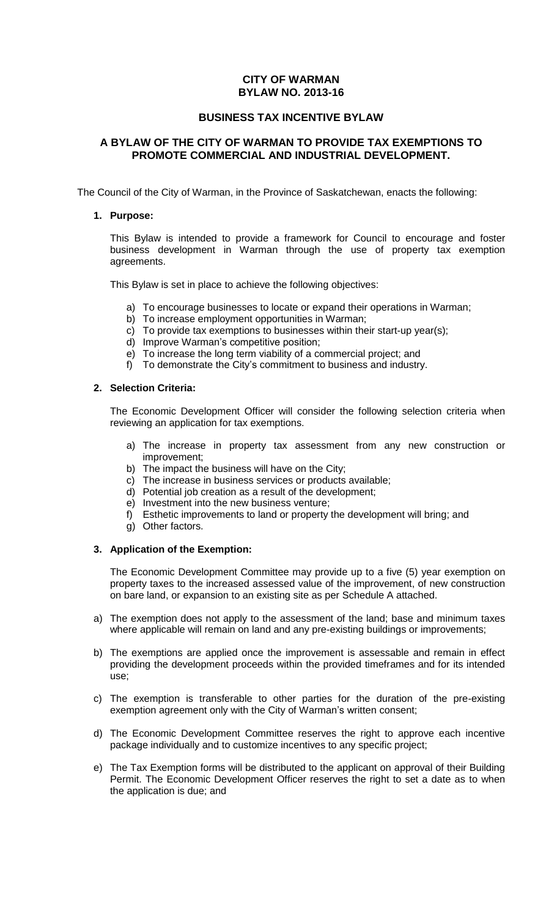# CITY OF WARMAN
# BYLAW NO. 2013-16

## BUSINESS TAX INCENTIVE BYLAW

## A BYLAW OF THE CITY OF WARMAN TO PROVIDE TAX EXEMPTIONS TO PROMOTE COMMERCIAL AND INDUSTRIAL DEVELOPMENT.

The Council of the City of Warman, in the Province of Saskatchewan, enacts the following:

**1. Purpose:**

This Bylaw is intended to provide a framework for Council to encourage and foster business development in Warman through the use of property tax exemption agreements.

This Bylaw is set in place to achieve the following objectives:

a) To encourage businesses to locate or expand their operations in Warman;
b) To increase employment opportunities in Warman;
c) To provide tax exemptions to businesses within their start-up year(s);
d) Improve Warman's competitive position;
e) To increase the long term viability of a commercial project; and
f) To demonstrate the City's commitment to business and industry.

**2. Selection Criteria:**

The Economic Development Officer will consider the following selection criteria when reviewing an application for tax exemptions.

a) The increase in property tax assessment from any new construction or improvement;
b) The impact the business will have on the City;
c) The increase in business services or products available;
d) Potential job creation as a result of the development;
e) Investment into the new business venture;
f) Esthetic improvements to land or property the development will bring; and
g) Other factors.

**3. Application of the Exemption:**

The Economic Development Committee may provide up to a five (5) year exemption on property taxes to the increased assessed value of the improvement, of new construction on bare land, or expansion to an existing site as per Schedule A attached.

a) The exemption does not apply to the assessment of the land; base and minimum taxes where applicable will remain on land and any pre-existing buildings or improvements;

b) The exemptions are applied once the improvement is assessable and remain in effect providing the development proceeds within the provided timeframes and for its intended use;

c) The exemption is transferable to other parties for the duration of the pre-existing exemption agreement only with the City of Warman's written consent;

d) The Economic Development Committee reserves the right to approve each incentive package individually and to customize incentives to any specific project;

e) The Tax Exemption forms will be distributed to the applicant on approval of their Building Permit. The Economic Development Officer reserves the right to set a date as to when the application is due; and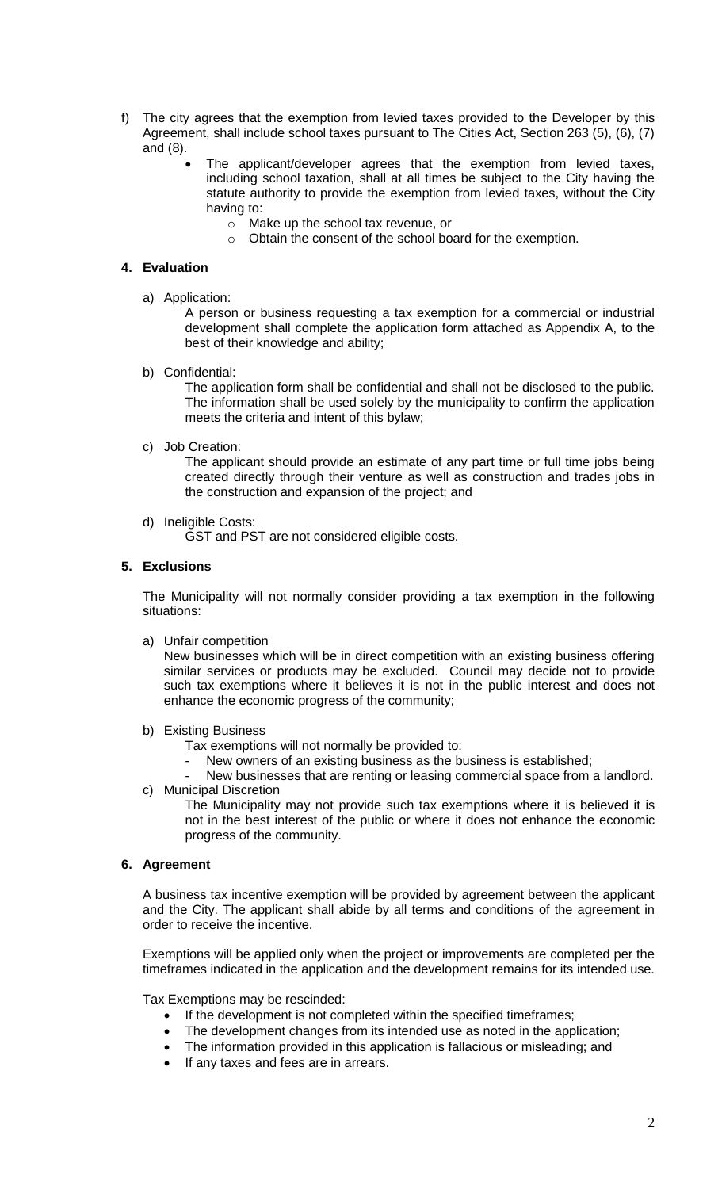f) The city agrees that the exemption from levied taxes provided to the Developer by this Agreement, shall include school taxes pursuant to The Cities Act, Section 263 (5), (6), (7) and (8).
   - The applicant/developer agrees that the exemption from levied taxes, including school taxation, shall at all times be subject to the City having the statute authority to provide the exemption from levied taxes, without the City having to:
     - Make up the school tax revenue, or
     - Obtain the consent of the school board for the exemption.

### 4. Evaluation

a) Application:

A person or business requesting a tax exemption for a commercial or industrial development shall complete the application form attached as Appendix A, to the best of their knowledge and ability;

b) Confidential:

The application form shall be confidential and shall not be disclosed to the public. The information shall be used solely by the municipality to confirm the application meets the criteria and intent of this bylaw;

c) Job Creation:

The applicant should provide an estimate of any part time or full time jobs being created directly through their venture as well as construction and trades jobs in the construction and expansion of the project; and

d) Ineligible Costs:

GST and PST are not considered eligible costs.

### 5. Exclusions

The Municipality will not normally consider providing a tax exemption in the following situations:

a) Unfair competition

New businesses which will be in direct competition with an existing business offering similar services or products may be excluded. Council may decide not to provide such tax exemptions where it believes it is not in the public interest and does not enhance the economic progress of the community;

b) Existing Business

Tax exemptions will not normally be provided to:

- New owners of an existing business as the business is established;
- New businesses that are renting or leasing commercial space from a landlord.

c) Municipal Discretion

The Municipality may not provide such tax exemptions where it is believed it is not in the best interest of the public or where it does not enhance the economic progress of the community.

### 6. Agreement

A business tax incentive exemption will be provided by agreement between the applicant and the City. The applicant shall abide by all terms and conditions of the agreement in order to receive the incentive.

Exemptions will be applied only when the project or improvements are completed per the timeframes indicated in the application and the development remains for its intended use.

Tax Exemptions may be rescinded:

- If the development is not completed within the specified timeframes;
- The development changes from its intended use as noted in the application;
- The information provided in this application is fallacious or misleading; and
- If any taxes and fees are in arrears.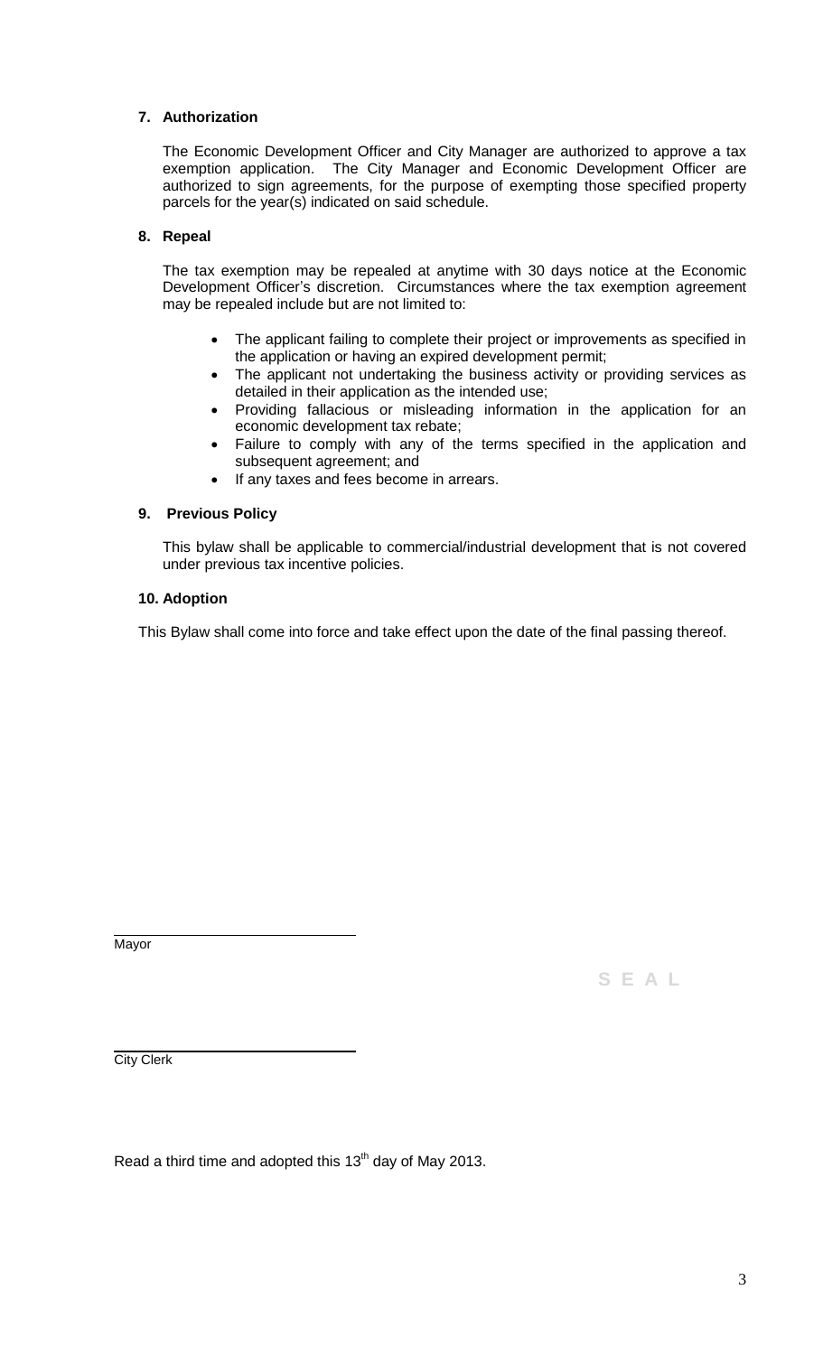### 7. Authorization

The Economic Development Officer and City Manager are authorized to approve a tax exemption application. The City Manager and Economic Development Officer are authorized to sign agreements, for the purpose of exempting those specified property parcels for the year(s) indicated on said schedule.

### 8. Repeal

The tax exemption may be repealed at anytime with 30 days notice at the Economic Development Officer's discretion. Circumstances where the tax exemption agreement may be repealed include but are not limited to:

- The applicant failing to complete their project or improvements as specified in the application or having an expired development permit;
- The applicant not undertaking the business activity or providing services as detailed in their application as the intended use;
- Providing fallacious or misleading information in the application for an economic development tax rebate;
- Failure to comply with any of the terms specified in the application and subsequent agreement; and
- If any taxes and fees become in arrears.

### 9. Previous Policy

This bylaw shall be applicable to commercial/industrial development that is not covered under previous tax incentive policies.

### 10. Adoption

This Bylaw shall come into force and take effect upon the date of the final passing thereof.

\_\_\_\_\_\_\_\_\_\_\_\_\_\_\_\_\_\_\_\_\_\_\_\_\_\_\_\_\_\_
Mayor

S E A L

\_\_\_\_\_\_\_\_\_\_\_\_\_\_\_\_\_\_\_\_\_\_\_\_\_\_\_\_\_\_
City Clerk

Read a third time and adopted this 13th day of May 2013.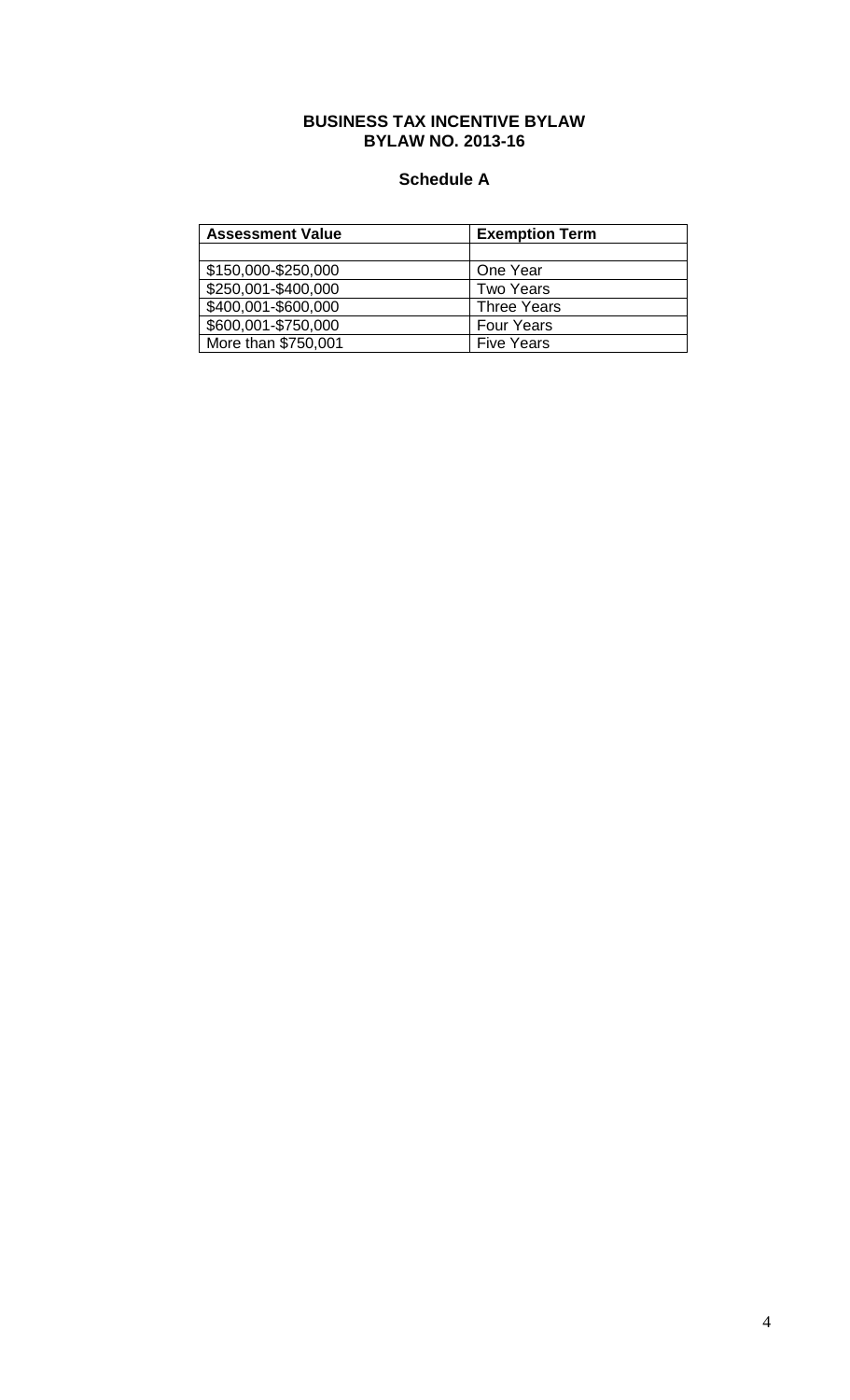**BUSINESS TAX INCENTIVE BYLAW**
**BYLAW NO. 2013-16**

**Schedule A**

| Assessment Value | Exemption Term |
| --- | --- |
| | |
| $150,000-$250,000 | One Year |
| $250,001-$400,000 | Two Years |
| $400,001-$600,000 | Three Years |
| $600,001-$750,000 | Four Years |
| More than $750,001 | Five Years |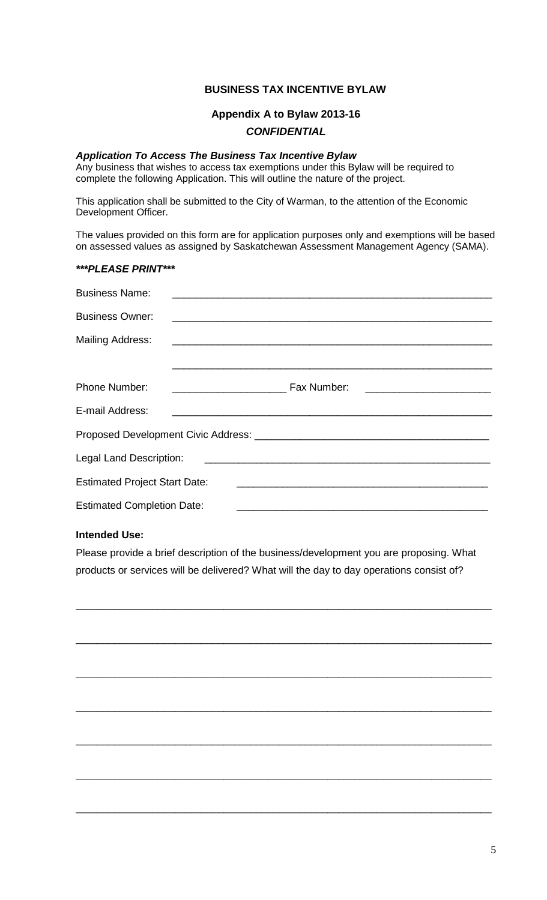**BUSINESS TAX INCENTIVE BYLAW**

**Appendix A to Bylaw 2013-16**

***CONFIDENTIAL***

***Application To Access The Business Tax Incentive Bylaw***

Any business that wishes to access tax exemptions under this Bylaw will be required to complete the following Application. This will outline the nature of the project.

This application shall be submitted to the City of Warman, to the attention of the Economic Development Officer.

The values provided on this form are for application purposes only and exemptions will be based on assessed values as assigned by Saskatchewan Assessment Management Agency (SAMA).

***\*\*\*PLEASE PRINT\*\*\****

Business Name: ____________________________________________________________

Business Owner: ____________________________________________________________

Mailing Address: ____________________________________________________________

____________________________________________________________

Phone Number: ____________________ Fax Number: ______________________

E-mail Address: ____________________________________________________________

Proposed Development Civic Address: __________________________________________

Legal Land Description: ____________________________________________________

Estimated Project Start Date: _____________________________________________

Estimated Completion Date: _____________________________________________

**Intended Use:**

Please provide a brief description of the business/development you are proposing. What products or services will be delivered? What will the day to day operations consist of?

___________________________________________________________________________

___________________________________________________________________________

___________________________________________________________________________

___________________________________________________________________________

___________________________________________________________________________

___________________________________________________________________________

___________________________________________________________________________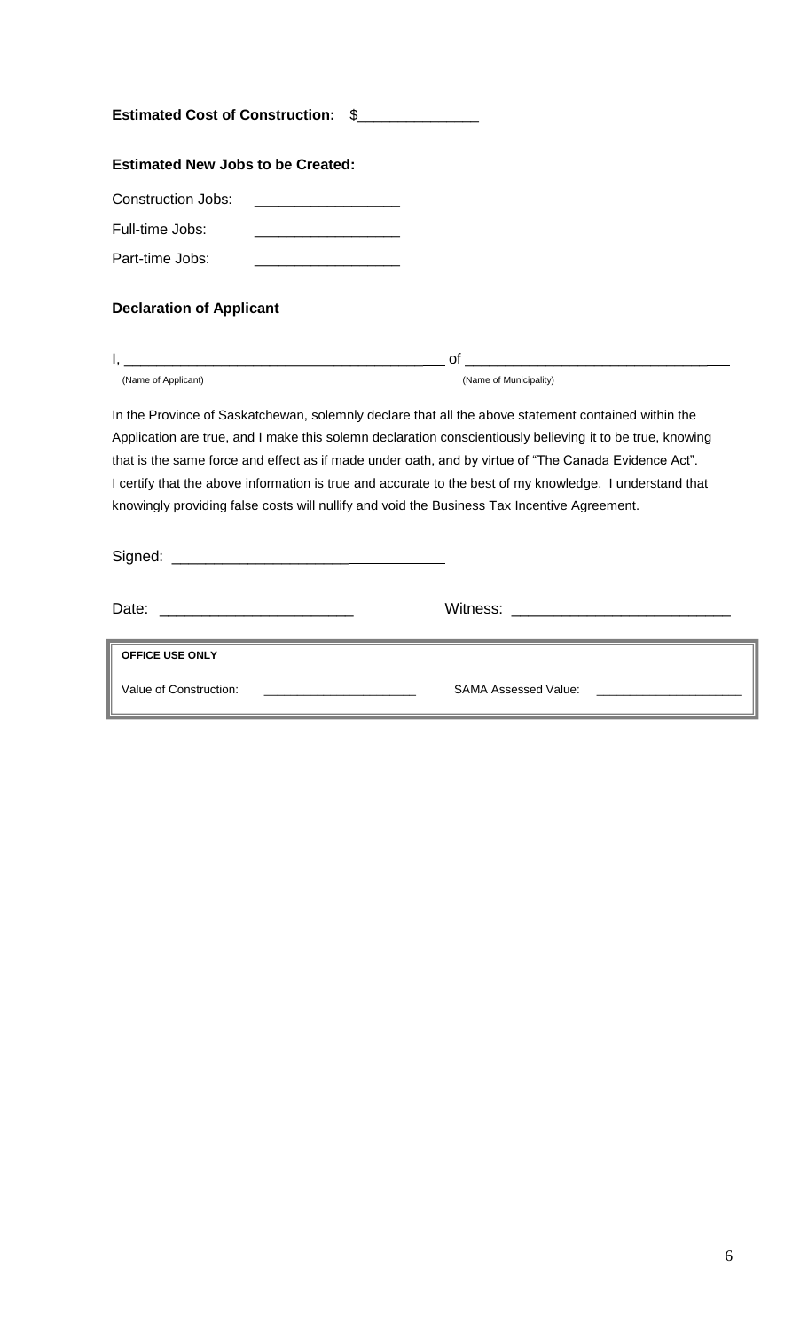**Estimated Cost of Construction:** $______________

**Estimated New Jobs to be Created:**

Construction Jobs: _________________

Full-time Jobs: _________________

Part-time Jobs: _________________

**Declaration of Applicant**

I, ________________________________________ of ________________________________
(Name of Applicant) (Name of Municipality)

In the Province of Saskatchewan, solemnly declare that all the above statement contained within the Application are true, and I make this solemn declaration conscientiously believing it to be true, knowing that is the same force and effect as if made under oath, and by virtue of "The Canada Evidence Act". I certify that the above information is true and accurate to the best of my knowledge. I understand that knowingly providing false costs will nullify and void the Business Tax Incentive Agreement.

Signed: _________________________________

Date: _______________________ Witness: __________________________

**OFFICE USE ONLY**

Value of Construction: ______________________ SAMA Assessed Value: _____________________